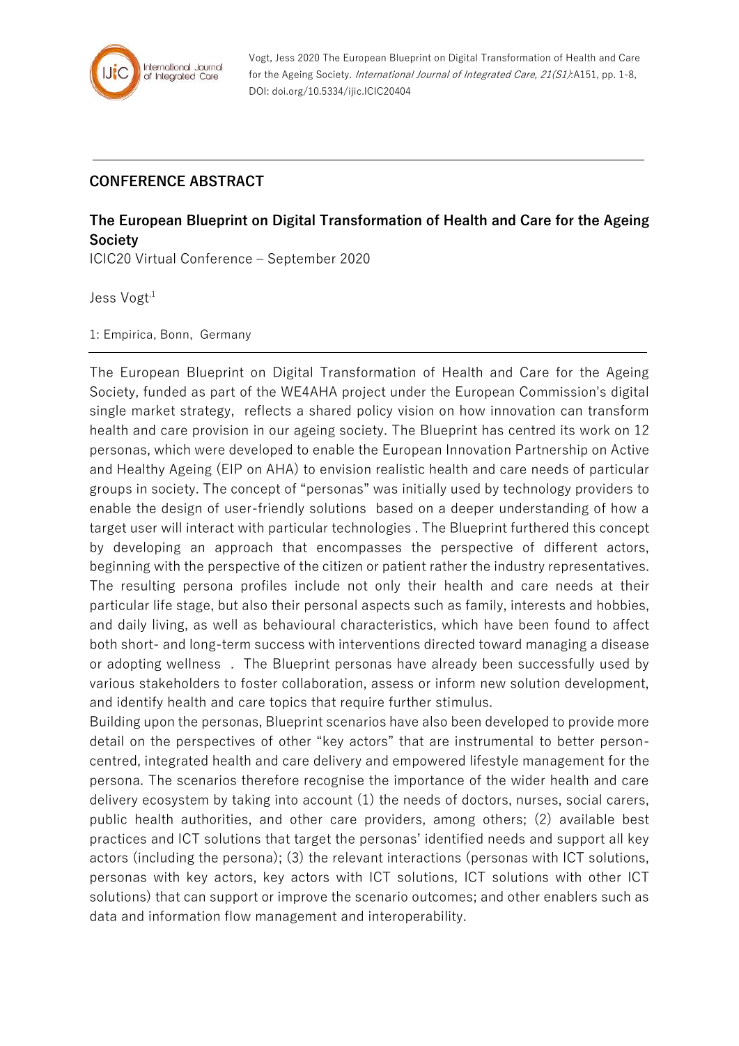## CONFERENCE ABSTRACT

# The European Blueprint on Digital Transformation of Health and Care for the Ageing Society

ICIC20 Virtual Conference – September 2020

Jess Vogt[1]

1: Empirica, Bonn, Germany

---

The European Blueprint on Digital Transformation of Health and Care for the Ageing Society, funded as part of the WE4AHA project under the European Commission's digital single market strategy, reflects a shared policy vision on how innovation can transform health and care provision in our ageing society. The Blueprint has centred its work on 12 personas, which were developed to enable the European Innovation Partnership on Active and Healthy Ageing (EIP on AHA) to envision realistic health and care needs of particular groups in society. The concept of "personas" was initially used by technology providers to enable the design of user-friendly solutions based on a deeper understanding of how a target user will interact with particular technologies . The Blueprint furthered this concept by developing an approach that encompasses the perspective of different actors, beginning with the perspective of the citizen or patient rather the industry representatives. The resulting persona profiles include not only their health and care needs at their particular life stage, but also their personal aspects such as family, interests and hobbies, and daily living, as well as behavioural characteristics, which have been found to affect both short- and long-term success with interventions directed toward managing a disease or adopting wellness . The Blueprint personas have already been successfully used by various stakeholders to foster collaboration, assess or inform new solution development, and identify health and care topics that require further stimulus.

Building upon the personas, Blueprint scenarios have also been developed to provide more detail on the perspectives of other "key actors" that are instrumental to better person-centred, integrated health and care delivery and empowered lifestyle management for the persona. The scenarios therefore recognise the importance of the wider health and care delivery ecosystem by taking into account (1) the needs of doctors, nurses, social carers, public health authorities, and other care providers, among others; (2) available best practices and ICT solutions that target the personas' identified needs and support all key actors (including the persona); (3) the relevant interactions (personas with ICT solutions, personas with key actors, key actors with ICT solutions, ICT solutions with other ICT solutions) that can support or improve the scenario outcomes; and other enablers such as data and information flow management and interoperability.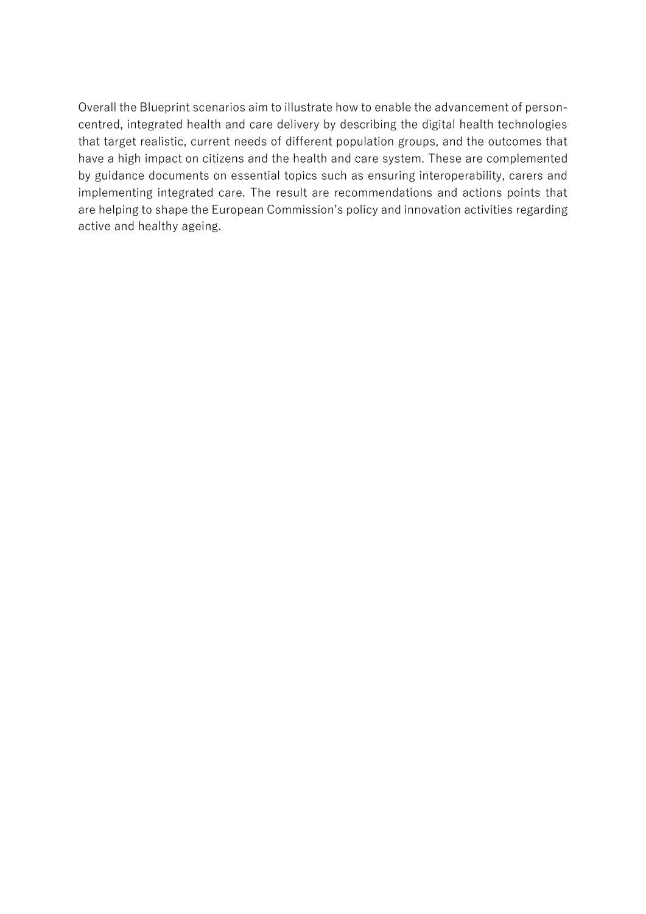Overall the Blueprint scenarios aim to illustrate how to enable the advancement of person-centred, integrated health and care delivery by describing the digital health technologies that target realistic, current needs of different population groups, and the outcomes that have a high impact on citizens and the health and care system. These are complemented by guidance documents on essential topics such as ensuring interoperability, carers and implementing integrated care. The result are recommendations and actions points that are helping to shape the European Commission's policy and innovation activities regarding active and healthy ageing.